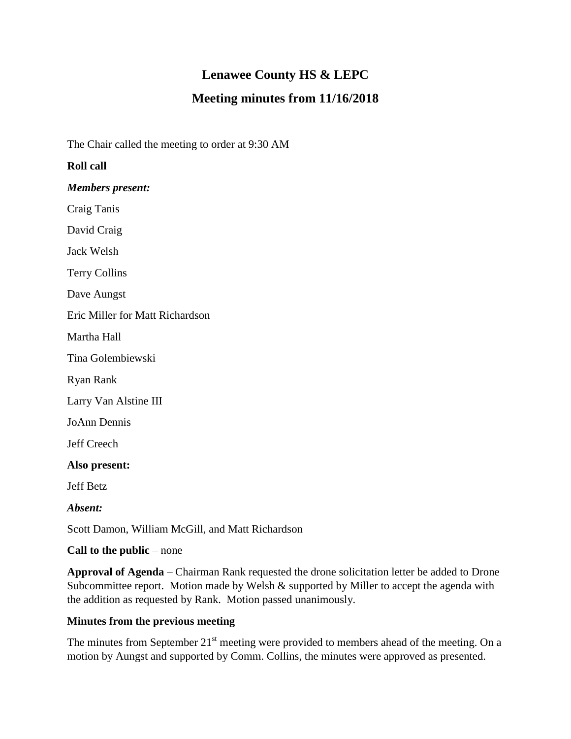# Lenawee County HS & LEPC

## Meeting minutes from 11/16/2018

The Chair called the meeting to order at 9:30 AM

**Roll call**

***Members present:***

Craig Tanis

David Craig

Jack Welsh

Terry Collins

Dave Aungst

Eric Miller for Matt Richardson

Martha Hall

Tina Golembiewski

Ryan Rank

Larry Van Alstine III

JoAnn Dennis

Jeff Creech

**Also present:**

Jeff Betz

***Absent:***

Scott Damon, William McGill, and Matt Richardson

**Call to the public** – none

**Approval of Agenda** – Chairman Rank requested the drone solicitation letter be added to Drone Subcommittee report. Motion made by Welsh & supported by Miller to accept the agenda with the addition as requested by Rank. Motion passed unanimously.

**Minutes from the previous meeting**

The minutes from September 21st meeting were provided to members ahead of the meeting. On a motion by Aungst and supported by Comm. Collins, the minutes were approved as presented.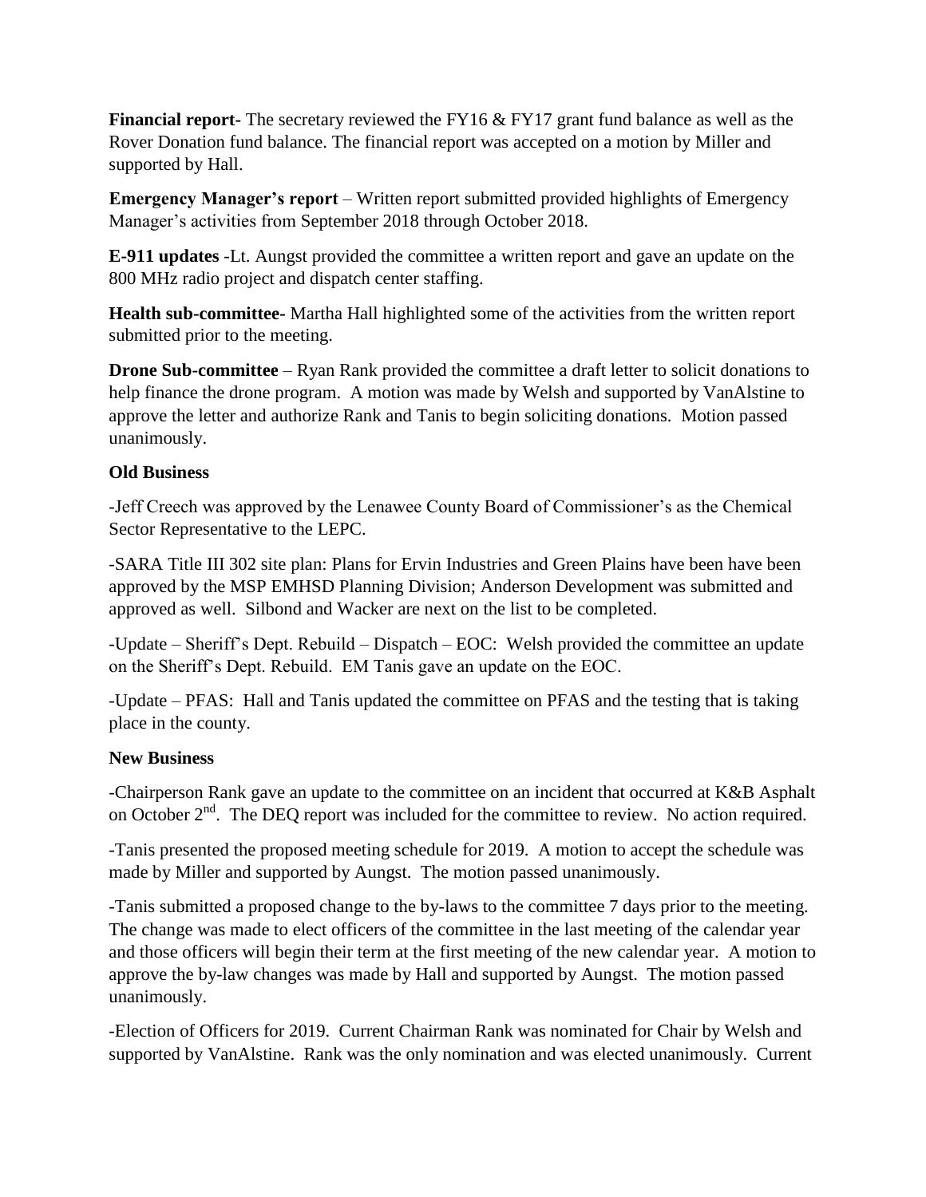**Financial report-** The secretary reviewed the FY16 & FY17 grant fund balance as well as the Rover Donation fund balance. The financial report was accepted on a motion by Miller and supported by Hall.

**Emergency Manager's report** – Written report submitted provided highlights of Emergency Manager's activities from September 2018 through October 2018.

**E-911 updates** -Lt. Aungst provided the committee a written report and gave an update on the 800 MHz radio project and dispatch center staffing.

**Health sub-committee-** Martha Hall highlighted some of the activities from the written report submitted prior to the meeting.

**Drone Sub-committee** – Ryan Rank provided the committee a draft letter to solicit donations to help finance the drone program. A motion was made by Welsh and supported by VanAlstine to approve the letter and authorize Rank and Tanis to begin soliciting donations. Motion passed unanimously.

**Old Business**

-Jeff Creech was approved by the Lenawee County Board of Commissioner's as the Chemical Sector Representative to the LEPC.

-SARA Title III 302 site plan: Plans for Ervin Industries and Green Plains have been have been approved by the MSP EMHSD Planning Division; Anderson Development was submitted and approved as well. Silbond and Wacker are next on the list to be completed.

-Update – Sheriff's Dept. Rebuild – Dispatch – EOC: Welsh provided the committee an update on the Sheriff's Dept. Rebuild. EM Tanis gave an update on the EOC.

-Update – PFAS: Hall and Tanis updated the committee on PFAS and the testing that is taking place in the county.

**New Business**

-Chairperson Rank gave an update to the committee on an incident that occurred at K&B Asphalt on October 2nd. The DEQ report was included for the committee to review. No action required.

-Tanis presented the proposed meeting schedule for 2019. A motion to accept the schedule was made by Miller and supported by Aungst. The motion passed unanimously.

-Tanis submitted a proposed change to the by-laws to the committee 7 days prior to the meeting. The change was made to elect officers of the committee in the last meeting of the calendar year and those officers will begin their term at the first meeting of the new calendar year. A motion to approve the by-law changes was made by Hall and supported by Aungst. The motion passed unanimously.

-Election of Officers for 2019. Current Chairman Rank was nominated for Chair by Welsh and supported by VanAlstine. Rank was the only nomination and was elected unanimously. Current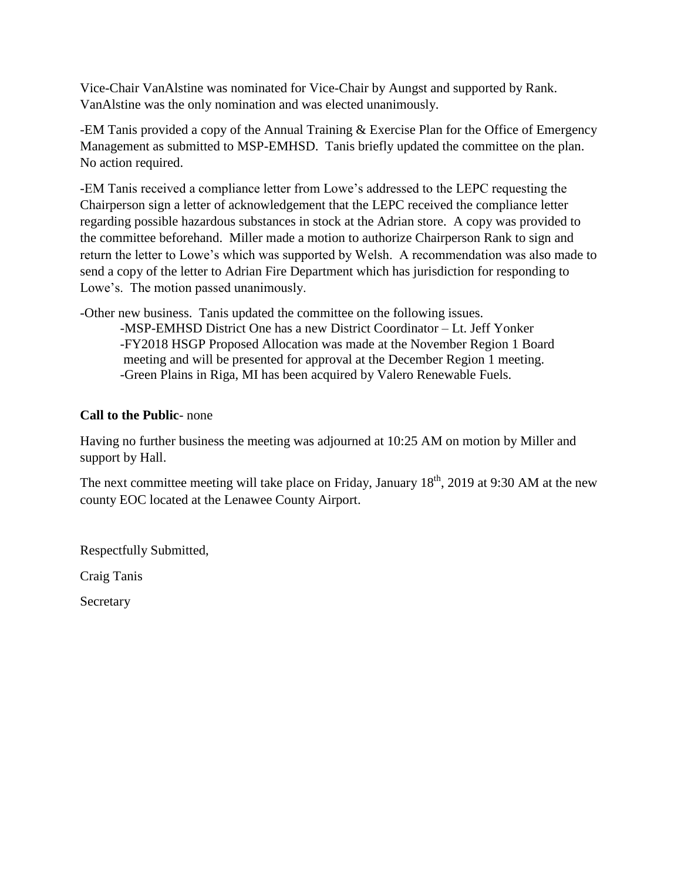Vice-Chair VanAlstine was nominated for Vice-Chair by Aungst and supported by Rank. VanAlstine was the only nomination and was elected unanimously.

-EM Tanis provided a copy of the Annual Training & Exercise Plan for the Office of Emergency Management as submitted to MSP-EMHSD. Tanis briefly updated the committee on the plan. No action required.

-EM Tanis received a compliance letter from Lowe's addressed to the LEPC requesting the Chairperson sign a letter of acknowledgement that the LEPC received the compliance letter regarding possible hazardous substances in stock at the Adrian store. A copy was provided to the committee beforehand. Miller made a motion to authorize Chairperson Rank to sign and return the letter to Lowe's which was supported by Welsh. A recommendation was also made to send a copy of the letter to Adrian Fire Department which has jurisdiction for responding to Lowe's. The motion passed unanimously.

-Other new business. Tanis updated the committee on the following issues.

-MSP-EMHSD District One has a new District Coordinator – Lt. Jeff Yonker

-FY2018 HSGP Proposed Allocation was made at the November Region 1 Board meeting and will be presented for approval at the December Region 1 meeting.

-Green Plains in Riga, MI has been acquired by Valero Renewable Fuels.

**Call to the Public**- none

Having no further business the meeting was adjourned at 10:25 AM on motion by Miller and support by Hall.

The next committee meeting will take place on Friday, January 18th, 2019 at 9:30 AM at the new county EOC located at the Lenawee County Airport.

Respectfully Submitted,

Craig Tanis

Secretary